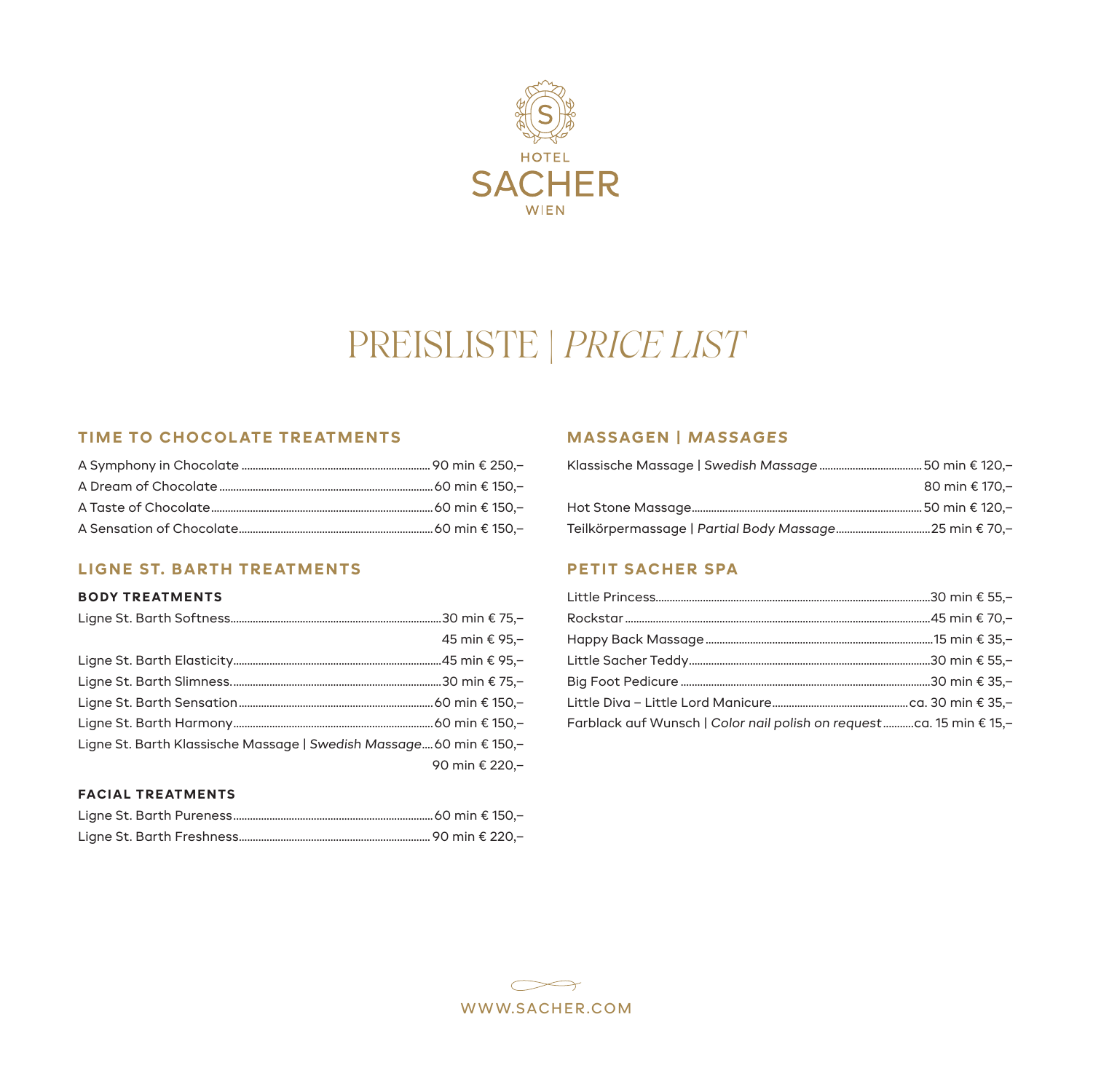HOTEL

SACHER

WIEN

# PREISLISTE | *PRICE LIST*

## TIME TO CHOCOLATE TREATMENTS

| Treatment | Duration | Price |
|---|---|---|
| A Symphony in Chocolate | 90 min | € 250,– |
| A Dream of Chocolate | 60 min | € 150,– |
| A Taste of Chocolate | 60 min | € 150,– |
| A Sensation of Chocolate | 60 min | € 150,– |

## LIGNE ST. BARTH TREATMENTS

### BODY TREATMENTS

| Treatment | Duration | Price |
|---|---|---|
| Ligne St. Barth Softness | 30 min | € 75,– |
| | 45 min | € 95,– |
| Ligne St. Barth Elasticity | 45 min | € 95,– |
| Ligne St. Barth Slimness | 30 min | € 75,– |
| Ligne St. Barth Sensation | 60 min | € 150,– |
| Ligne St. Barth Harmony | 60 min | € 150,– |
| Ligne St. Barth Klassische Massage \| *Swedish Massage* | 60 min | € 150,– |
| | 90 min | € 220,– |

### FACIAL TREATMENTS

| Treatment | Duration | Price |
|---|---|---|
| Ligne St. Barth Pureness | 60 min | € 150,– |
| Ligne St. Barth Freshness | 90 min | € 220,– |

## MASSAGEN | *MASSAGES*

| Treatment | Duration | Price |
|---|---|---|
| Klassische Massage \| *Swedish Massage* | 50 min | € 120,– |
| | 80 min | € 170,– |
| Hot Stone Massage | 50 min | € 120,– |
| Teilkörpermassage \| *Partial Body Massage* | 25 min | € 70,– |

## PETIT SACHER SPA

| Treatment | Duration | Price |
|---|---|---|
| Little Princess | 30 min | € 55,– |
| Rockstar | 45 min | € 70,– |
| Happy Back Massage | 15 min | € 35,– |
| Little Sacher Teddy | 30 min | € 55,– |
| Big Foot Pedicure | 30 min | € 35,– |
| Little Diva – Little Lord Manicure | ca. 30 min | € 35,– |
| Farblack auf Wunsch \| *Color nail polish on request* | ca. 15 min | € 15,– |

WWW.SACHER.COM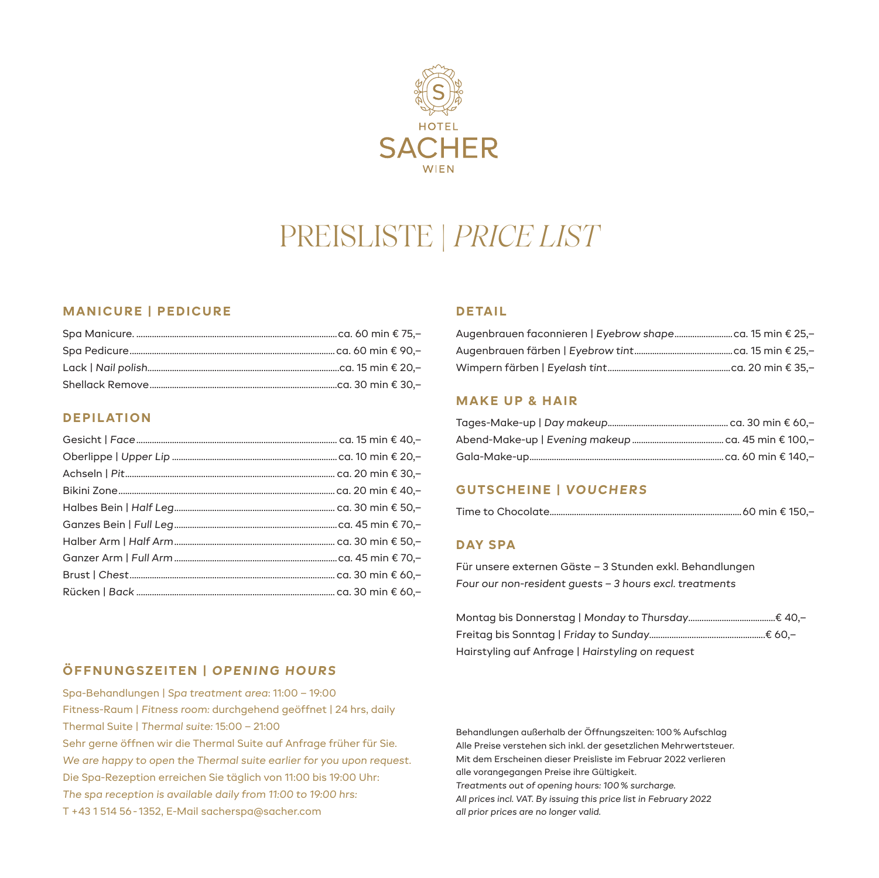HOTEL
SACHER
WIEN

# PREISLISTE | *PRICE LIST*

## MANICURE | PEDICURE

Spa Manicure. ........ ca. 60 min € 75,–
Spa Pedicure ........ ca. 60 min € 90,–
Lack | *Nail polish* ........ ca. 15 min € 20,–
Shellack Remove ........ ca. 30 min € 30,–

## DEPILATION

Gesicht | *Face* ........ ca. 15 min € 40,–
Oberlippe | *Upper Lip* ........ ca. 10 min € 20,–
Achseln | *Pit* ........ ca. 20 min € 30,–
Bikini Zone ........ ca. 20 min € 40,–
Halbes Bein | *Half Leg* ........ ca. 30 min € 50,–
Ganzes Bein | *Full Leg* ........ ca. 45 min € 70,–
Halber Arm | *Half Arm* ........ ca. 30 min € 50,–
Ganzer Arm | *Full Arm* ........ ca. 45 min € 70,–
Brust | *Chest* ........ ca. 30 min € 60,–
Rücken | *Back* ........ ca. 30 min € 60,–

## ÖFFNUNGSZEITEN | *OPENING HOURS*

Spa-Behandlungen | *Spa treatment area*: 11:00 – 19:00
Fitness-Raum | *Fitness room:* durchgehend geöffnet | 24 hrs, daily
Thermal Suite | *Thermal suite:* 15:00 – 21:00
Sehr gerne öffnen wir die Thermal Suite auf Anfrage früher für Sie.
*We are happy to open the Thermal suite earlier for you upon request.*
Die Spa-Rezeption erreichen Sie täglich von 11:00 bis 19:00 Uhr:
*The spa reception is available daily from 11:00 to 19:00 hrs:*
T +43 1 514 56 - 1352, E-Mail sacherspa@sacher.com

## DETAIL

Augenbrauen faconnieren | *Eyebrow shape* ........ ca. 15 min € 25,–
Augenbrauen färben | *Eyebrow tint* ........ ca. 15 min € 25,–
Wimpern färben | *Eyelash tint* ........ ca. 20 min € 35,–

## MAKE UP & HAIR

Tages-Make-up | *Day makeup* ........ ca. 30 min € 60,–
Abend-Make-up | *Evening makeup* ........ ca. 45 min € 100,–
Gala-Make-up ........ ca. 60 min € 140,–

## GUTSCHEINE | *VOUCHERS*

Time to Chocolate ........ 60 min € 150,–

## DAY SPA

Für unsere externen Gäste – 3 Stunden exkl. Behandlungen
*Four our non-resident guests – 3 hours excl. treatments*

Montag bis Donnerstag | *Monday to Thursday* ........ € 40,–
Freitag bis Sonntag | *Friday to Sunday* ........ € 60,–
Hairstyling auf Anfrage | *Hairstyling on request*

Behandlungen außerhalb der Öffnungszeiten: 100 % Aufschlag
Alle Preise verstehen sich inkl. der gesetzlichen Mehrwertsteuer.
Mit dem Erscheinen dieser Preisliste im Februar 2022 verlieren
alle vorangegangen Preise ihre Gültigkeit.
*Treatments out of opening hours: 100 % surcharge.*
*All prices incl. VAT. By issuing this price list in February 2022*
*all prior prices are no longer valid.*